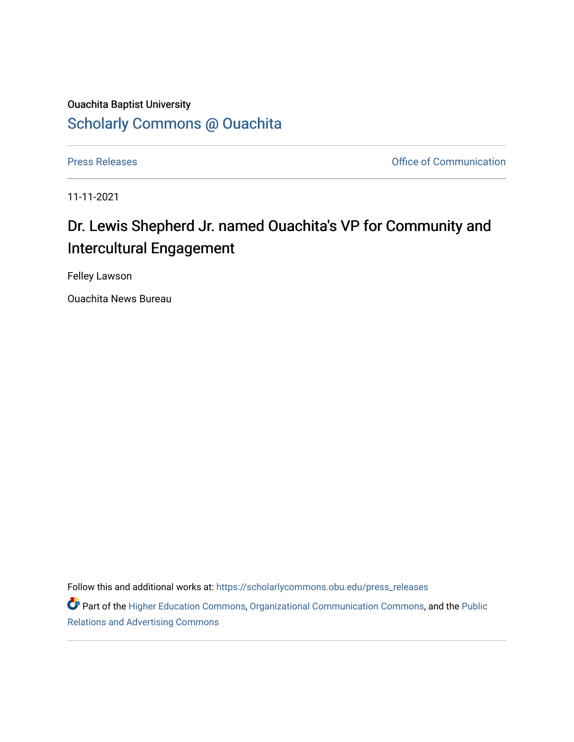Ouachita Baptist University

## Scholarly Commons @ Ouachita

Press Releases | Office of Communication

11-11-2021

# Dr. Lewis Shepherd Jr. named Ouachita's VP for Community and Intercultural Engagement

Felley Lawson

Ouachita News Bureau

Follow this and additional works at: https://scholarlycommons.obu.edu/press_releases

Part of the Higher Education Commons, Organizational Communication Commons, and the Public Relations and Advertising Commons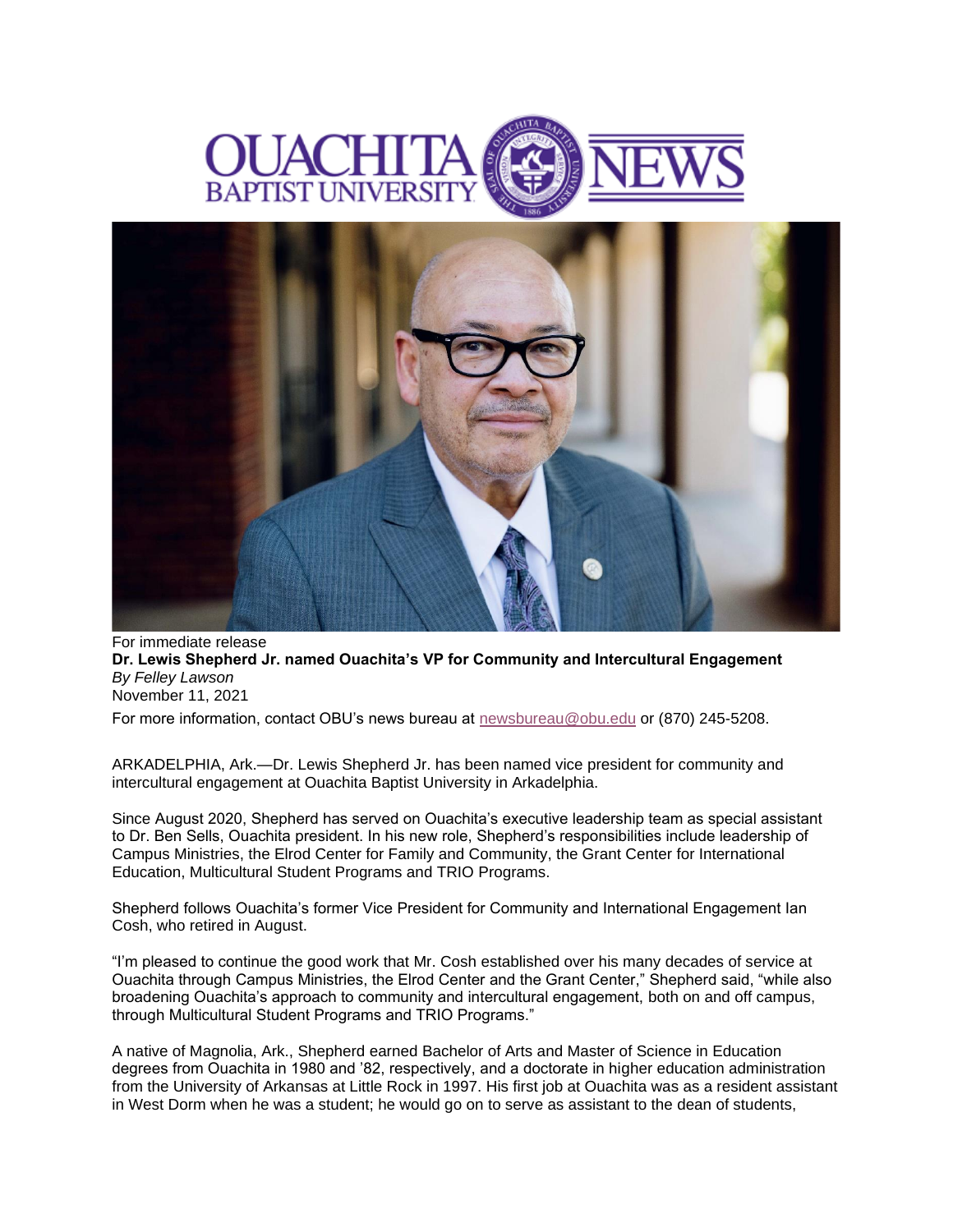# OUACHITA BAPTIST UNIVERSITY NEWS

For immediate release

**Dr. Lewis Shepherd Jr. named Ouachita's VP for Community and Intercultural Engagement**

*By Felley Lawson*

November 11, 2021

For more information, contact OBU's news bureau at newsbureau@obu.edu or (870) 245-5208.

ARKADELPHIA, Ark.—Dr. Lewis Shepherd Jr. has been named vice president for community and intercultural engagement at Ouachita Baptist University in Arkadelphia.

Since August 2020, Shepherd has served on Ouachita's executive leadership team as special assistant to Dr. Ben Sells, Ouachita president. In his new role, Shepherd's responsibilities include leadership of Campus Ministries, the Elrod Center for Family and Community, the Grant Center for International Education, Multicultural Student Programs and TRIO Programs.

Shepherd follows Ouachita's former Vice President for Community and International Engagement Ian Cosh, who retired in August.

"I'm pleased to continue the good work that Mr. Cosh established over his many decades of service at Ouachita through Campus Ministries, the Elrod Center and the Grant Center," Shepherd said, "while also broadening Ouachita's approach to community and intercultural engagement, both on and off campus, through Multicultural Student Programs and TRIO Programs."

A native of Magnolia, Ark., Shepherd earned Bachelor of Arts and Master of Science in Education degrees from Ouachita in 1980 and '82, respectively, and a doctorate in higher education administration from the University of Arkansas at Little Rock in 1997. His first job at Ouachita was as a resident assistant in West Dorm when he was a student; he would go on to serve as assistant to the dean of students,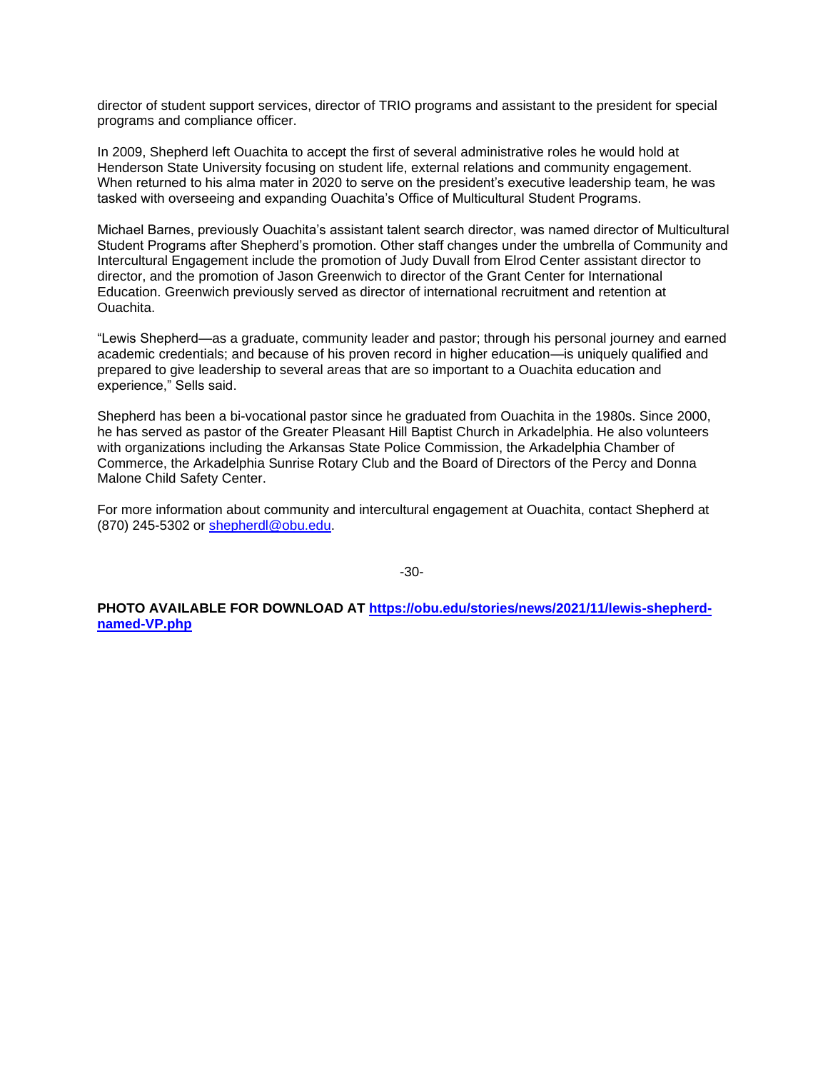director of student support services, director of TRIO programs and assistant to the president for special programs and compliance officer.

In 2009, Shepherd left Ouachita to accept the first of several administrative roles he would hold at Henderson State University focusing on student life, external relations and community engagement. When returned to his alma mater in 2020 to serve on the president's executive leadership team, he was tasked with overseeing and expanding Ouachita's Office of Multicultural Student Programs.

Michael Barnes, previously Ouachita's assistant talent search director, was named director of Multicultural Student Programs after Shepherd's promotion. Other staff changes under the umbrella of Community and Intercultural Engagement include the promotion of Judy Duvall from Elrod Center assistant director to director, and the promotion of Jason Greenwich to director of the Grant Center for International Education. Greenwich previously served as director of international recruitment and retention at Ouachita.

"Lewis Shepherd—as a graduate, community leader and pastor; through his personal journey and earned academic credentials; and because of his proven record in higher education—is uniquely qualified and prepared to give leadership to several areas that are so important to a Ouachita education and experience," Sells said.

Shepherd has been a bi-vocational pastor since he graduated from Ouachita in the 1980s. Since 2000, he has served as pastor of the Greater Pleasant Hill Baptist Church in Arkadelphia. He also volunteers with organizations including the Arkansas State Police Commission, the Arkadelphia Chamber of Commerce, the Arkadelphia Sunrise Rotary Club and the Board of Directors of the Percy and Donna Malone Child Safety Center.

For more information about community and intercultural engagement at Ouachita, contact Shepherd at (870) 245-5302 or [shepherdl@obu.edu](mailto:shepherdl@obu.edu).

-30-

**PHOTO AVAILABLE FOR DOWNLOAD AT [https://obu.edu/stories/news/2021/11/lewis-shepherd-named-VP.php](https://obu.edu/stories/news/2021/11/lewis-shepherd-named-VP.php)**